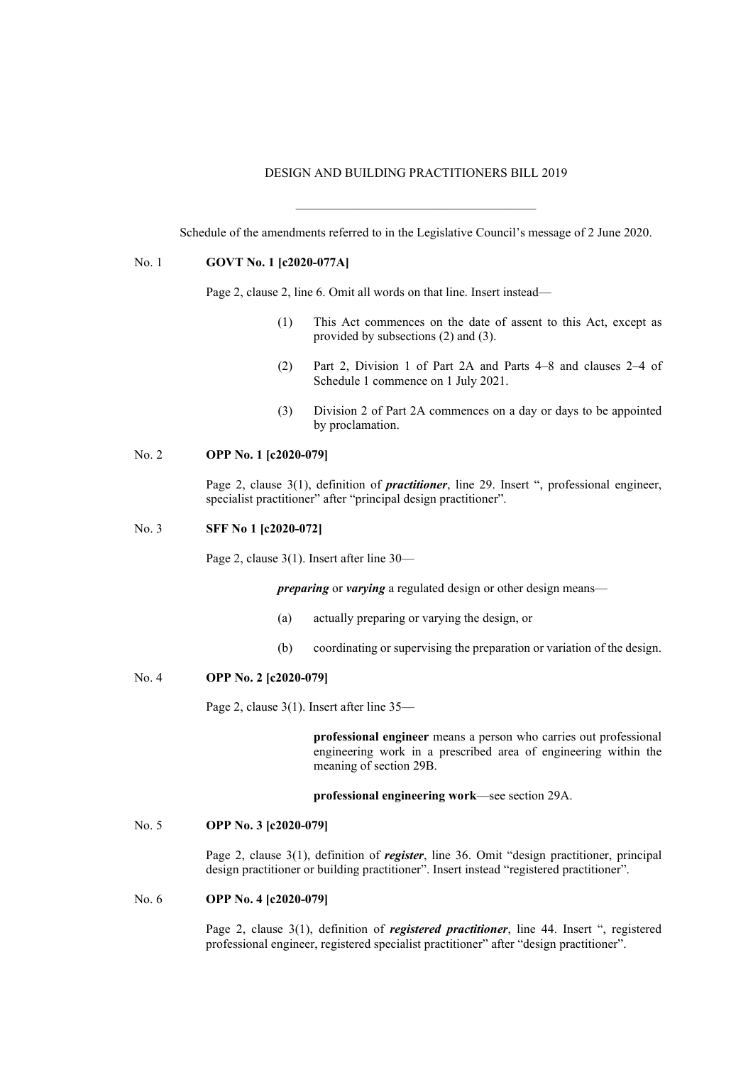DESIGN AND BUILDING PRACTITIONERS BILL 2019

---

Schedule of the amendments referred to in the Legislative Council's message of 2 June 2020.

No. 1 **GOVT No. 1 [c2020-077A]**

Page 2, clause 2, line 6. Omit all words on that line. Insert instead—

(1) This Act commences on the date of assent to this Act, except as provided by subsections (2) and (3).

(2) Part 2, Division 1 of Part 2A and Parts 4–8 and clauses 2–4 of Schedule 1 commence on 1 July 2021.

(3) Division 2 of Part 2A commences on a day or days to be appointed by proclamation.

No. 2 **OPP No. 1 [c2020-079]**

Page 2, clause 3(1), definition of ***practitioner***, line 29. Insert ", professional engineer, specialist practitioner" after "principal design practitioner".

No. 3 **SFF No 1 [c2020-072]**

Page 2, clause 3(1). Insert after line 30—

***preparing*** or ***varying*** a regulated design or other design means—

(a) actually preparing or varying the design, or

(b) coordinating or supervising the preparation or variation of the design.

No. 4 **OPP No. 2 [c2020-079]**

Page 2, clause 3(1). Insert after line 35—

**professional engineer** means a person who carries out professional engineering work in a prescribed area of engineering within the meaning of section 29B.

**professional engineering work**—see section 29A.

No. 5 **OPP No. 3 [c2020-079]**

Page 2, clause 3(1), definition of ***register***, line 36. Omit "design practitioner, principal design practitioner or building practitioner". Insert instead "registered practitioner".

No. 6 **OPP No. 4 [c2020-079]**

Page 2, clause 3(1), definition of ***registered practitioner***, line 44. Insert ", registered professional engineer, registered specialist practitioner" after "design practitioner".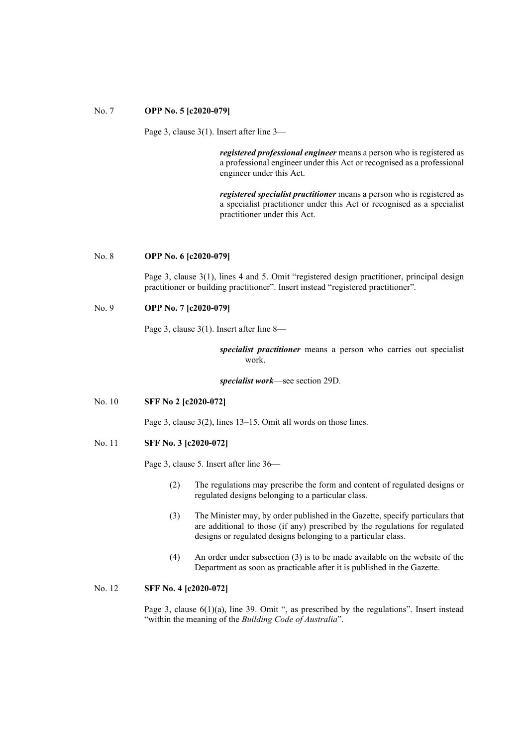No. 7 **OPP No. 5 [c2020-079]**

Page 3, clause 3(1). Insert after line 3—

> ***registered professional engineer*** means a person who is registered as a professional engineer under this Act or recognised as a professional engineer under this Act.
>
> ***registered specialist practitioner*** means a person who is registered as a specialist practitioner under this Act or recognised as a specialist practitioner under this Act.

No. 8 **OPP No. 6 [c2020-079]**

Page 3, clause 3(1), lines 4 and 5. Omit "registered design practitioner, principal design practitioner or building practitioner". Insert instead "registered practitioner".

No. 9 **OPP No. 7 [c2020-079]**

Page 3, clause 3(1). Insert after line 8—

> ***specialist practitioner*** means a person who carries out specialist work.
>
> ***specialist work***—see section 29D.

No. 10 **SFF No 2 [c2020-072]**

Page 3, clause 3(2), lines 13–15. Omit all words on those lines.

No. 11 **SFF No. 3 [c2020-072]**

Page 3, clause 5. Insert after line 36—

> (2) The regulations may prescribe the form and content of regulated designs or regulated designs belonging to a particular class.
>
> (3) The Minister may, by order published in the Gazette, specify particulars that are additional to those (if any) prescribed by the regulations for regulated designs or regulated designs belonging to a particular class.
>
> (4) An order under subsection (3) is to be made available on the website of the Department as soon as practicable after it is published in the Gazette.

No. 12 **SFF No. 4 [c2020-072]**

Page 3, clause 6(1)(a), line 39. Omit ", as prescribed by the regulations". Insert instead "within the meaning of the *Building Code of Australia*".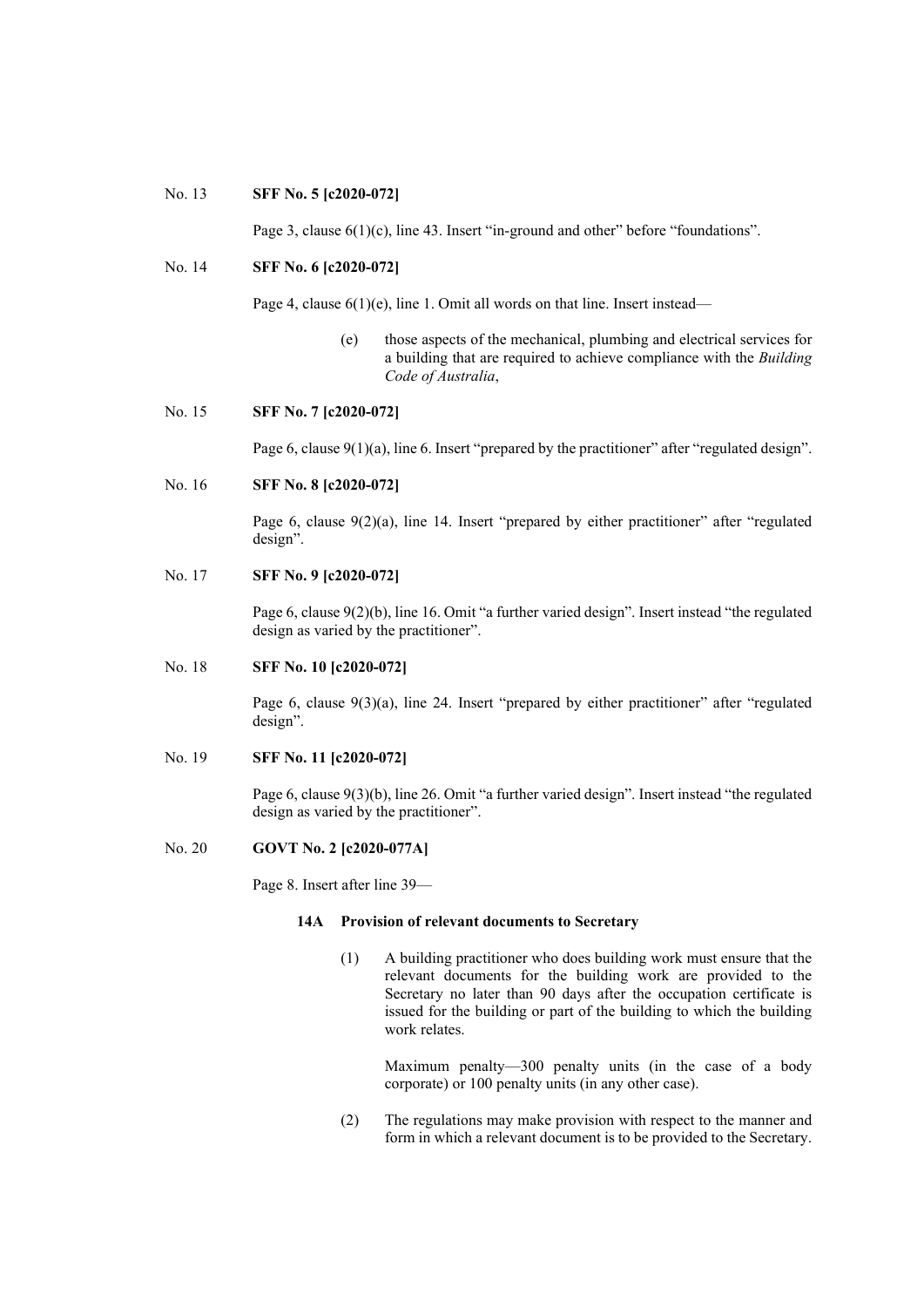No. 13 **SFF No. 5 [c2020-072]**

Page 3, clause 6(1)(c), line 43. Insert "in-ground and other" before "foundations".

No. 14 **SFF No. 6 [c2020-072]**

Page 4, clause 6(1)(e), line 1. Omit all words on that line. Insert instead—

> (e) those aspects of the mechanical, plumbing and electrical services for a building that are required to achieve compliance with the *Building Code of Australia*,

No. 15 **SFF No. 7 [c2020-072]**

Page 6, clause 9(1)(a), line 6. Insert "prepared by the practitioner" after "regulated design".

No. 16 **SFF No. 8 [c2020-072]**

Page 6, clause 9(2)(a), line 14. Insert "prepared by either practitioner" after "regulated design".

No. 17 **SFF No. 9 [c2020-072]**

Page 6, clause 9(2)(b), line 16. Omit "a further varied design". Insert instead "the regulated design as varied by the practitioner".

No. 18 **SFF No. 10 [c2020-072]**

Page 6, clause 9(3)(a), line 24. Insert "prepared by either practitioner" after "regulated design".

No. 19 **SFF No. 11 [c2020-072]**

Page 6, clause 9(3)(b), line 26. Omit "a further varied design". Insert instead "the regulated design as varied by the practitioner".

No. 20 **GOVT No. 2 [c2020-077A]**

Page 8. Insert after line 39—

> **14A Provision of relevant documents to Secretary**
>
> (1) A building practitioner who does building work must ensure that the relevant documents for the building work are provided to the Secretary no later than 90 days after the occupation certificate is issued for the building or part of the building to which the building work relates.
>
> Maximum penalty—300 penalty units (in the case of a body corporate) or 100 penalty units (in any other case).
>
> (2) The regulations may make provision with respect to the manner and form in which a relevant document is to be provided to the Secretary.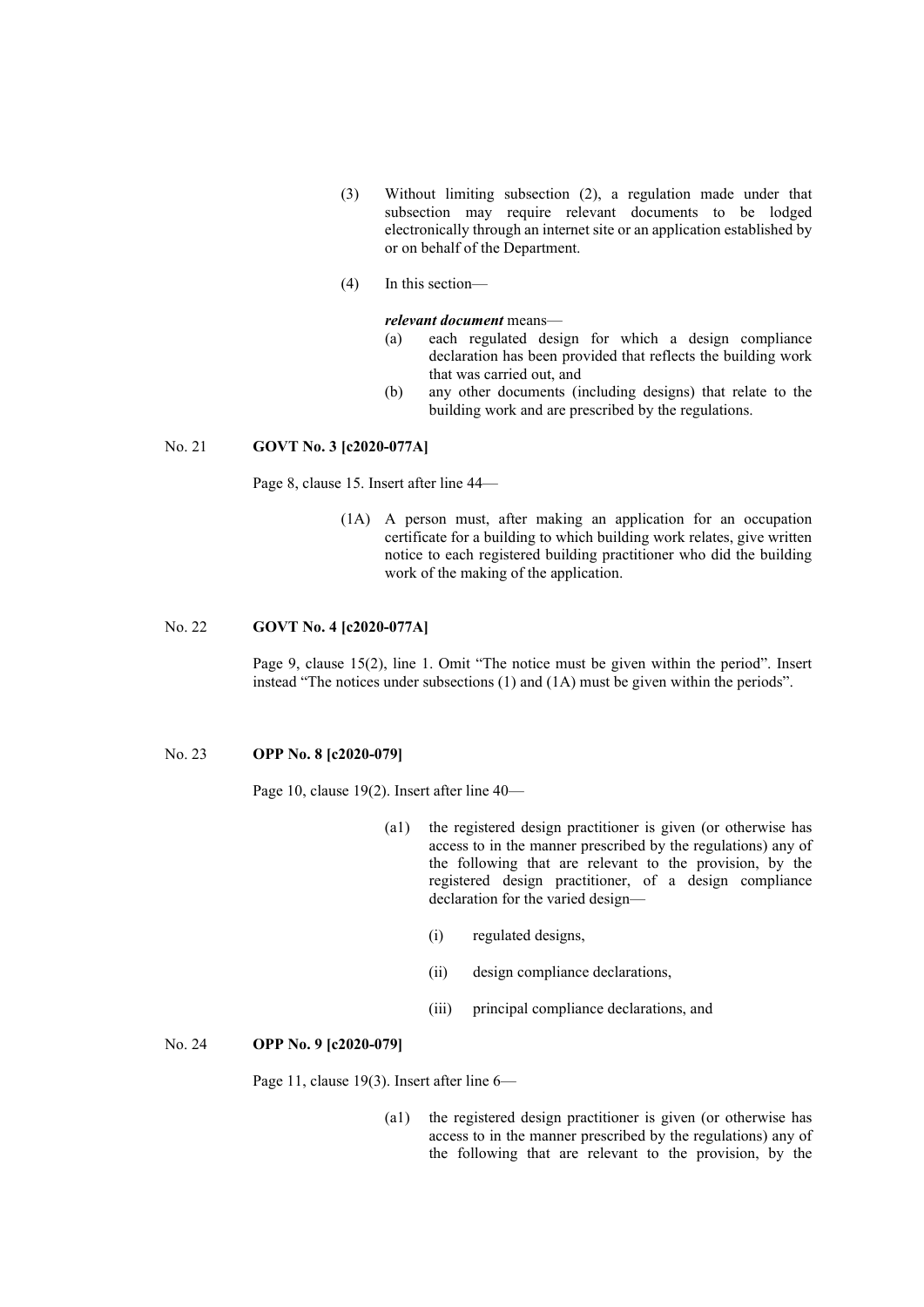(3) Without limiting subsection (2), a regulation made under that subsection may require relevant documents to be lodged electronically through an internet site or an application established by or on behalf of the Department.

(4) In this section—

***relevant document*** means—

(a) each regulated design for which a design compliance declaration has been provided that reflects the building work that was carried out, and

(b) any other documents (including designs) that relate to the building work and are prescribed by the regulations.

No. 21 **GOVT No. 3 [c2020-077A]**

Page 8, clause 15. Insert after line 44—

(1A) A person must, after making an application for an occupation certificate for a building to which building work relates, give written notice to each registered building practitioner who did the building work of the making of the application.

No. 22 **GOVT No. 4 [c2020-077A]**

Page 9, clause 15(2), line 1. Omit "The notice must be given within the period". Insert instead "The notices under subsections (1) and (1A) must be given within the periods".

No. 23 **OPP No. 8 [c2020-079]**

Page 10, clause 19(2). Insert after line 40—

(a1) the registered design practitioner is given (or otherwise has access to in the manner prescribed by the regulations) any of the following that are relevant to the provision, by the registered design practitioner, of a design compliance declaration for the varied design—

(i) regulated designs,

(ii) design compliance declarations,

(iii) principal compliance declarations, and

No. 24 **OPP No. 9 [c2020-079]**

Page 11, clause 19(3). Insert after line 6—

(a1) the registered design practitioner is given (or otherwise has access to in the manner prescribed by the regulations) any of the following that are relevant to the provision, by the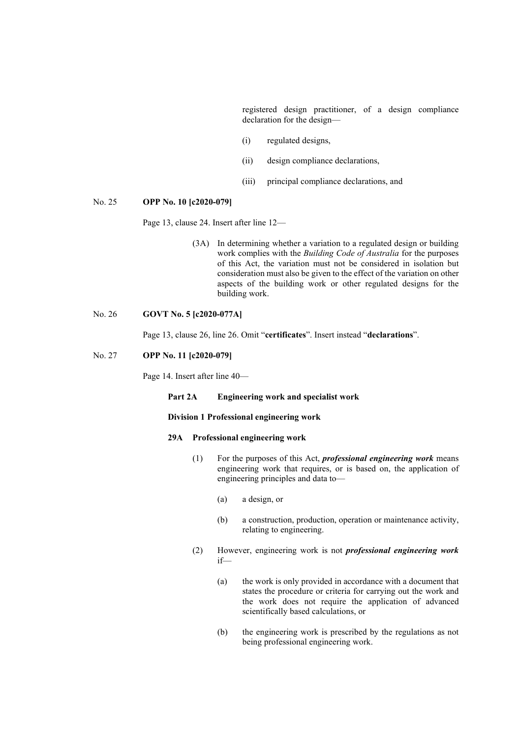registered design practitioner, of a design compliance declaration for the design—

(i) regulated designs,

(ii) design compliance declarations,

(iii) principal compliance declarations, and

No. 25 **OPP No. 10 [c2020-079]**

Page 13, clause 24. Insert after line 12—

(3A) In determining whether a variation to a regulated design or building work complies with the *Building Code of Australia* for the purposes of this Act, the variation must not be considered in isolation but consideration must also be given to the effect of the variation on other aspects of the building work or other regulated designs for the building work.

No. 26 **GOVT No. 5 [c2020-077A]**

Page 13, clause 26, line 26. Omit "**certificates**". Insert instead "**declarations**".

No. 27 **OPP No. 11 [c2020-079]**

Page 14. Insert after line 40—

**Part 2A Engineering work and specialist work**

**Division 1 Professional engineering work**

**29A Professional engineering work**

(1) For the purposes of this Act, ***professional engineering work*** means engineering work that requires, or is based on, the application of engineering principles and data to—

(a) a design, or

(b) a construction, production, operation or maintenance activity, relating to engineering.

(2) However, engineering work is not ***professional engineering work*** if—

(a) the work is only provided in accordance with a document that states the procedure or criteria for carrying out the work and the work does not require the application of advanced scientifically based calculations, or

(b) the engineering work is prescribed by the regulations as not being professional engineering work.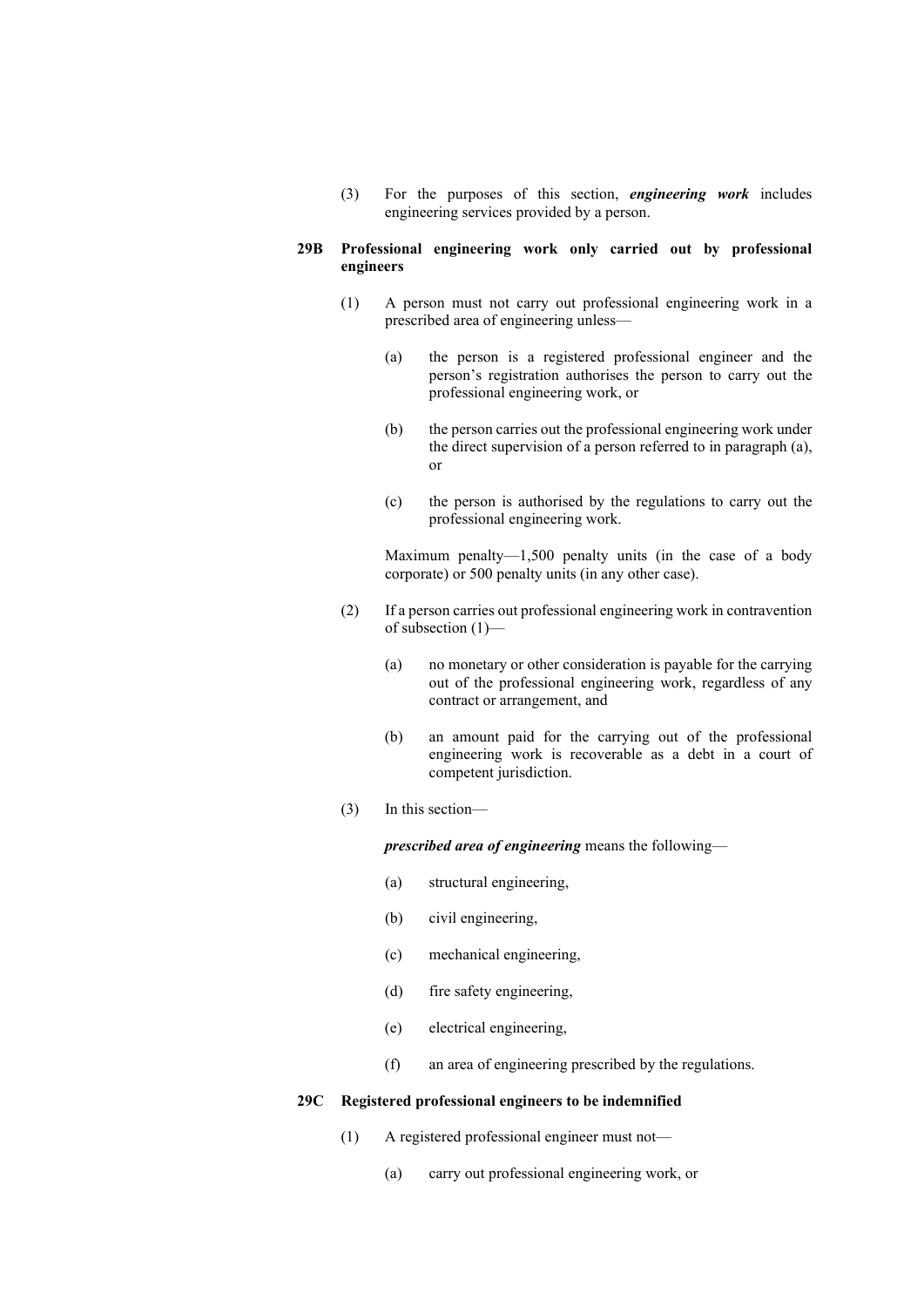(3) For the purposes of this section, ***engineering work*** includes engineering services provided by a person.

### 29B Professional engineering work only carried out by professional engineers

(1) A person must not carry out professional engineering work in a prescribed area of engineering unless—

(a) the person is a registered professional engineer and the person's registration authorises the person to carry out the professional engineering work, or

(b) the person carries out the professional engineering work under the direct supervision of a person referred to in paragraph (a), or

(c) the person is authorised by the regulations to carry out the professional engineering work.

Maximum penalty—1,500 penalty units (in the case of a body corporate) or 500 penalty units (in any other case).

(2) If a person carries out professional engineering work in contravention of subsection (1)—

(a) no monetary or other consideration is payable for the carrying out of the professional engineering work, regardless of any contract or arrangement, and

(b) an amount paid for the carrying out of the professional engineering work is recoverable as a debt in a court of competent jurisdiction.

(3) In this section—

***prescribed area of engineering*** means the following—

(a) structural engineering,

(b) civil engineering,

(c) mechanical engineering,

(d) fire safety engineering,

(e) electrical engineering,

(f) an area of engineering prescribed by the regulations.

### 29C Registered professional engineers to be indemnified

(1) A registered professional engineer must not—

(a) carry out professional engineering work, or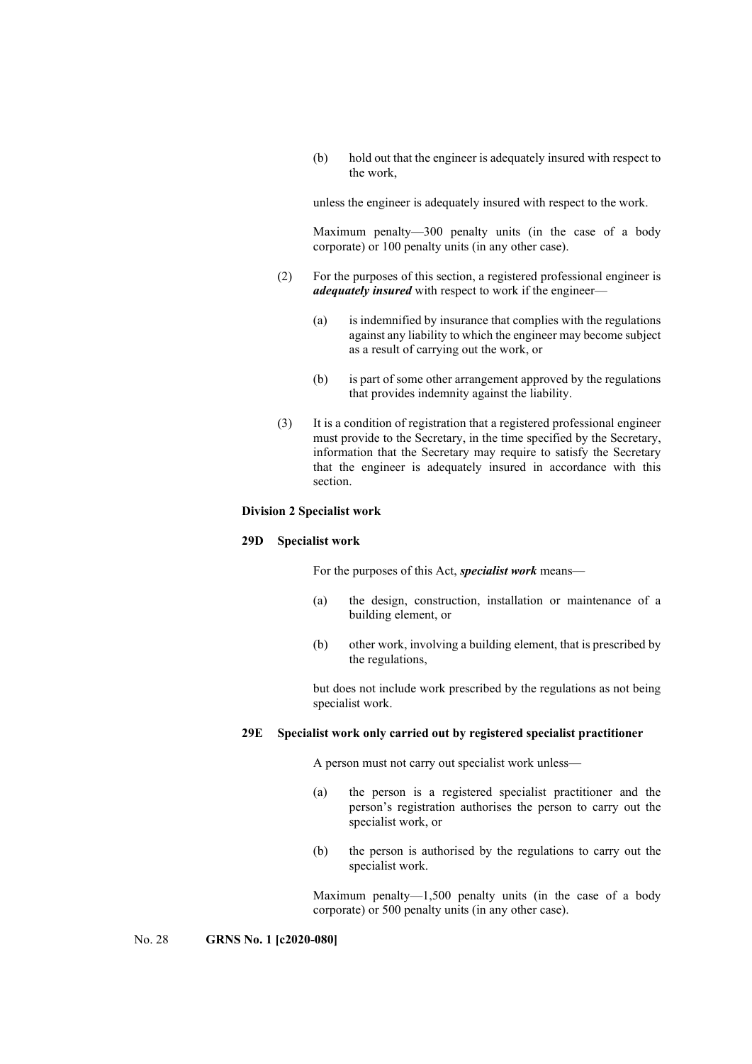(b) hold out that the engineer is adequately insured with respect to the work,

unless the engineer is adequately insured with respect to the work.

Maximum penalty—300 penalty units (in the case of a body corporate) or 100 penalty units (in any other case).

(2) For the purposes of this section, a registered professional engineer is ***adequately insured*** with respect to work if the engineer—

(a) is indemnified by insurance that complies with the regulations against any liability to which the engineer may become subject as a result of carrying out the work, or

(b) is part of some other arrangement approved by the regulations that provides indemnity against the liability.

(3) It is a condition of registration that a registered professional engineer must provide to the Secretary, in the time specified by the Secretary, information that the Secretary may require to satisfy the Secretary that the engineer is adequately insured in accordance with this section.

**Division 2 Specialist work**

**29D Specialist work**

For the purposes of this Act, ***specialist work*** means—

(a) the design, construction, installation or maintenance of a building element, or

(b) other work, involving a building element, that is prescribed by the regulations,

but does not include work prescribed by the regulations as not being specialist work.

**29E Specialist work only carried out by registered specialist practitioner**

A person must not carry out specialist work unless—

(a) the person is a registered specialist practitioner and the person's registration authorises the person to carry out the specialist work, or

(b) the person is authorised by the regulations to carry out the specialist work.

Maximum penalty—1,500 penalty units (in the case of a body corporate) or 500 penalty units (in any other case).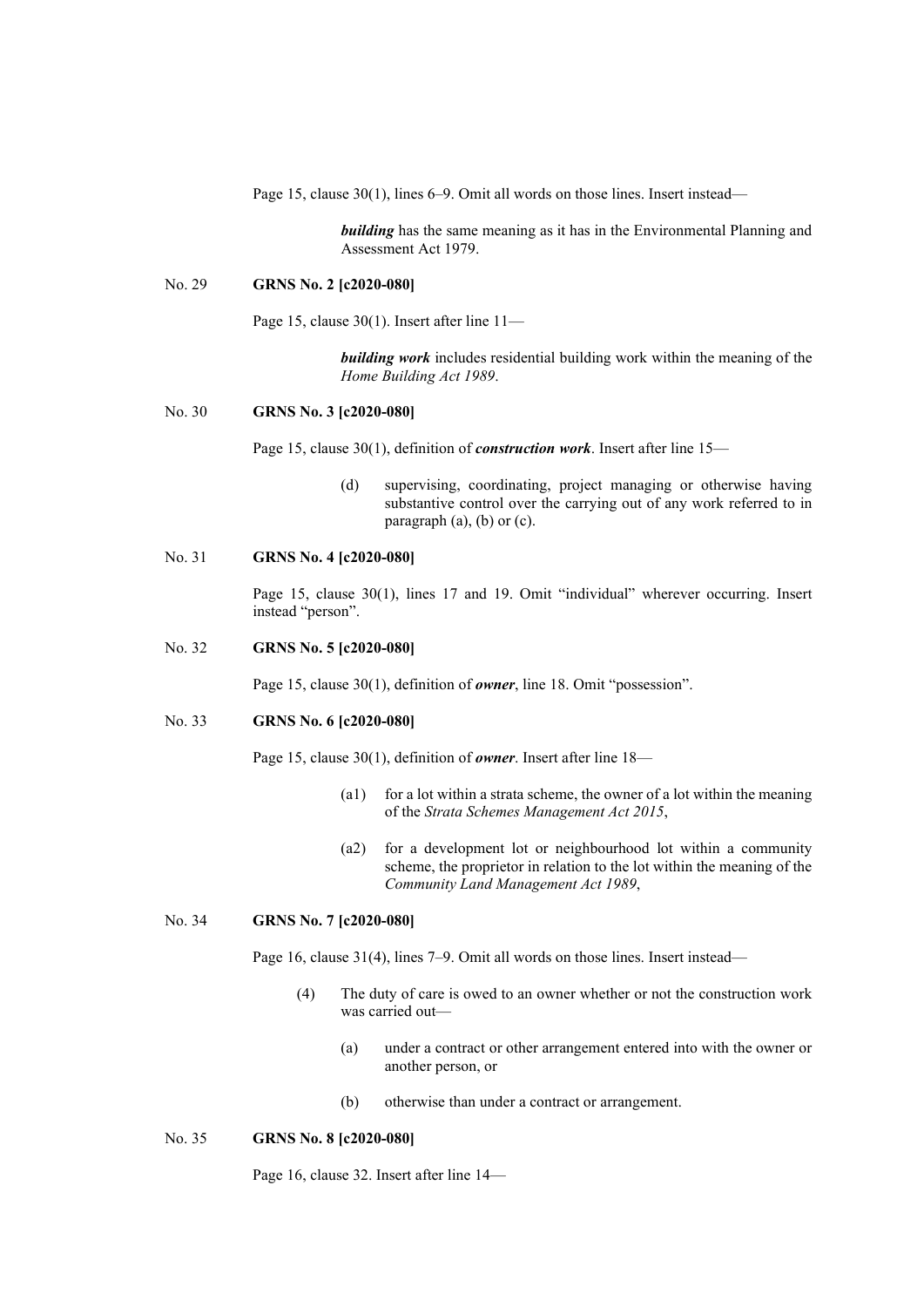Page 15, clause 30(1), lines 6–9. Omit all words on those lines. Insert instead—

> ***building*** has the same meaning as it has in the Environmental Planning and Assessment Act 1979.

No. 29 **GRNS No. 2 [c2020-080]**

Page 15, clause 30(1). Insert after line 11—

> ***building work*** includes residential building work within the meaning of the *Home Building Act 1989*.

No. 30 **GRNS No. 3 [c2020-080]**

Page 15, clause 30(1), definition of ***construction work***. Insert after line 15—

> (d) supervising, coordinating, project managing or otherwise having substantive control over the carrying out of any work referred to in paragraph (a), (b) or (c).

No. 31 **GRNS No. 4 [c2020-080]**

Page 15, clause 30(1), lines 17 and 19. Omit "individual" wherever occurring. Insert instead "person".

No. 32 **GRNS No. 5 [c2020-080]**

Page 15, clause 30(1), definition of ***owner***, line 18. Omit "possession".

No. 33 **GRNS No. 6 [c2020-080]**

Page 15, clause 30(1), definition of ***owner***. Insert after line 18—

> (a1) for a lot within a strata scheme, the owner of a lot within the meaning of the *Strata Schemes Management Act 2015*,
>
> (a2) for a development lot or neighbourhood lot within a community scheme, the proprietor in relation to the lot within the meaning of the *Community Land Management Act 1989*,

No. 34 **GRNS No. 7 [c2020-080]**

Page 16, clause 31(4), lines 7–9. Omit all words on those lines. Insert instead—

> (4) The duty of care is owed to an owner whether or not the construction work was carried out—
>
> (a) under a contract or other arrangement entered into with the owner or another person, or
>
> (b) otherwise than under a contract or arrangement.

No. 35 **GRNS No. 8 [c2020-080]**

Page 16, clause 32. Insert after line 14—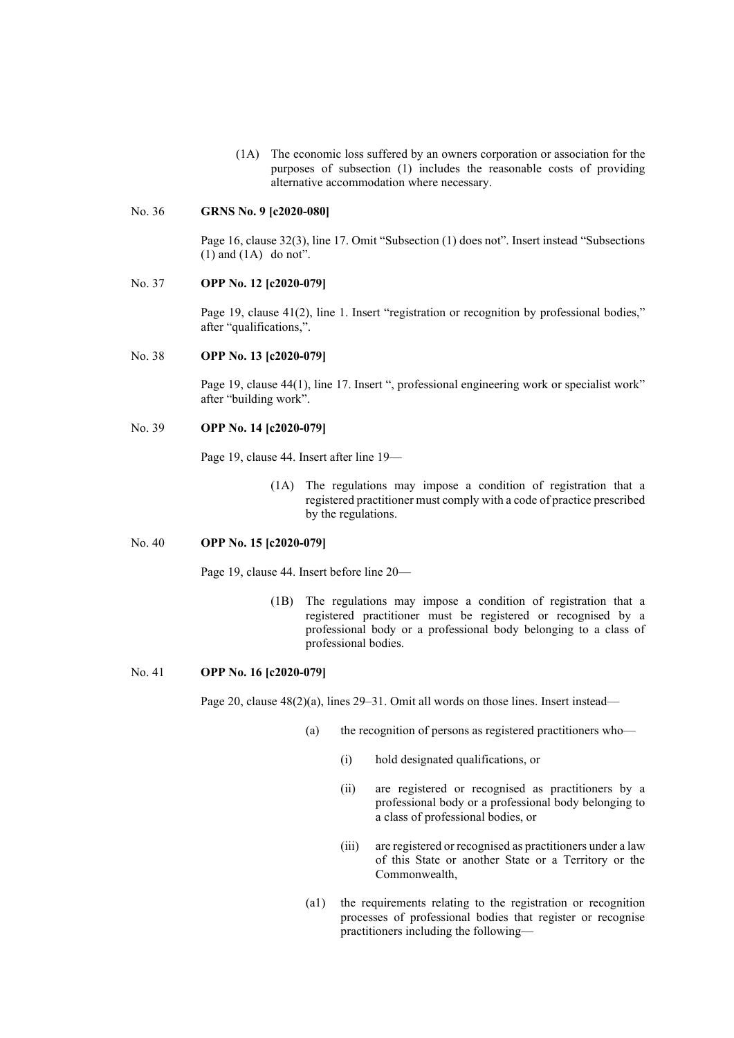(1A) The economic loss suffered by an owners corporation or association for the purposes of subsection (1) includes the reasonable costs of providing alternative accommodation where necessary.

No. 36 **GRNS No. 9 [c2020-080]**

Page 16, clause 32(3), line 17. Omit "Subsection (1) does not". Insert instead "Subsections (1) and (1A) do not".

No. 37 **OPP No. 12 [c2020-079]**

Page 19, clause 41(2), line 1. Insert "registration or recognition by professional bodies," after "qualifications,".

No. 38 **OPP No. 13 [c2020-079]**

Page 19, clause 44(1), line 17. Insert ", professional engineering work or specialist work" after "building work".

No. 39 **OPP No. 14 [c2020-079]**

Page 19, clause 44. Insert after line 19—

> (1A) The regulations may impose a condition of registration that a registered practitioner must comply with a code of practice prescribed by the regulations.

No. 40 **OPP No. 15 [c2020-079]**

Page 19, clause 44. Insert before line 20—

> (1B) The regulations may impose a condition of registration that a registered practitioner must be registered or recognised by a professional body or a professional body belonging to a class of professional bodies.

No. 41 **OPP No. 16 [c2020-079]**

Page 20, clause 48(2)(a), lines 29–31. Omit all words on those lines. Insert instead—

> (a) the recognition of persons as registered practitioners who—
>
> (i) hold designated qualifications, or
>
> (ii) are registered or recognised as practitioners by a professional body or a professional body belonging to a class of professional bodies, or
>
> (iii) are registered or recognised as practitioners under a law of this State or another State or a Territory or the Commonwealth,
>
> (a1) the requirements relating to the registration or recognition processes of professional bodies that register or recognise practitioners including the following—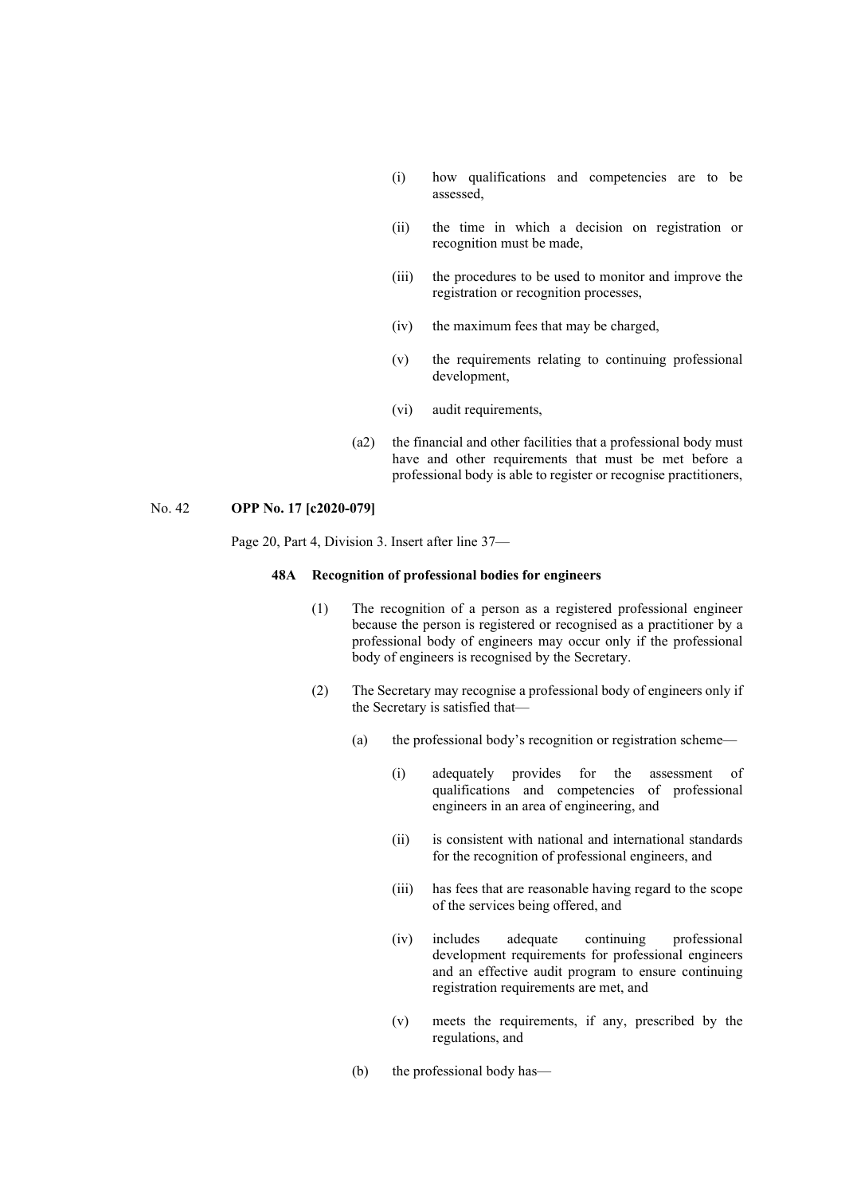(i) how qualifications and competencies are to be assessed,

(ii) the time in which a decision on registration or recognition must be made,

(iii) the procedures to be used to monitor and improve the registration or recognition processes,

(iv) the maximum fees that may be charged,

(v) the requirements relating to continuing professional development,

(vi) audit requirements,

(a2) the financial and other facilities that a professional body must have and other requirements that must be met before a professional body is able to register or recognise practitioners,

No. 42 **OPP No. 17 [c2020-079]**

Page 20, Part 4, Division 3. Insert after line 37—

**48A Recognition of professional bodies for engineers**

(1) The recognition of a person as a registered professional engineer because the person is registered or recognised as a practitioner by a professional body of engineers may occur only if the professional body of engineers is recognised by the Secretary.

(2) The Secretary may recognise a professional body of engineers only if the Secretary is satisfied that—

(a) the professional body's recognition or registration scheme—

(i) adequately provides for the assessment of qualifications and competencies of professional engineers in an area of engineering, and

(ii) is consistent with national and international standards for the recognition of professional engineers, and

(iii) has fees that are reasonable having regard to the scope of the services being offered, and

(iv) includes adequate continuing professional development requirements for professional engineers and an effective audit program to ensure continuing registration requirements are met, and

(v) meets the requirements, if any, prescribed by the regulations, and

(b) the professional body has—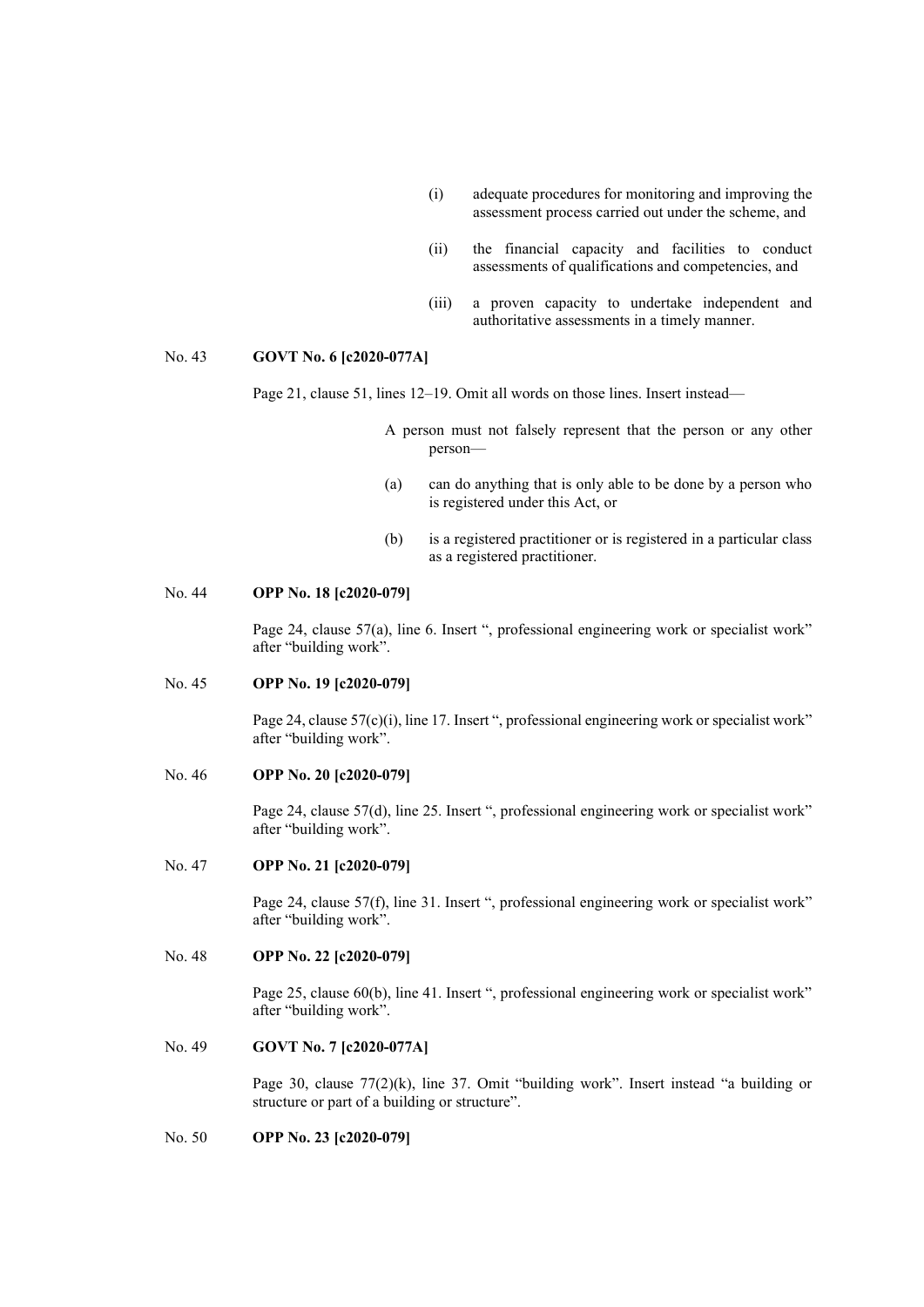(i) adequate procedures for monitoring and improving the assessment process carried out under the scheme, and

(ii) the financial capacity and facilities to conduct assessments of qualifications and competencies, and

(iii) a proven capacity to undertake independent and authoritative assessments in a timely manner.

No. 43 **GOVT No. 6 [c2020-077A]**

Page 21, clause 51, lines 12–19. Omit all words on those lines. Insert instead—

> A person must not falsely represent that the person or any other person—
>
> (a) can do anything that is only able to be done by a person who is registered under this Act, or
>
> (b) is a registered practitioner or is registered in a particular class as a registered practitioner.

No. 44 **OPP No. 18 [c2020-079]**

Page 24, clause 57(a), line 6. Insert ", professional engineering work or specialist work" after "building work".

No. 45 **OPP No. 19 [c2020-079]**

Page 24, clause 57(c)(i), line 17. Insert ", professional engineering work or specialist work" after "building work".

No. 46 **OPP No. 20 [c2020-079]**

Page 24, clause 57(d), line 25. Insert ", professional engineering work or specialist work" after "building work".

No. 47 **OPP No. 21 [c2020-079]**

Page 24, clause 57(f), line 31. Insert ", professional engineering work or specialist work" after "building work".

No. 48 **OPP No. 22 [c2020-079]**

Page 25, clause 60(b), line 41. Insert ", professional engineering work or specialist work" after "building work".

No. 49 **GOVT No. 7 [c2020-077A]**

Page 30, clause 77(2)(k), line 37. Omit "building work". Insert instead "a building or structure or part of a building or structure".

No. 50 **OPP No. 23 [c2020-079]**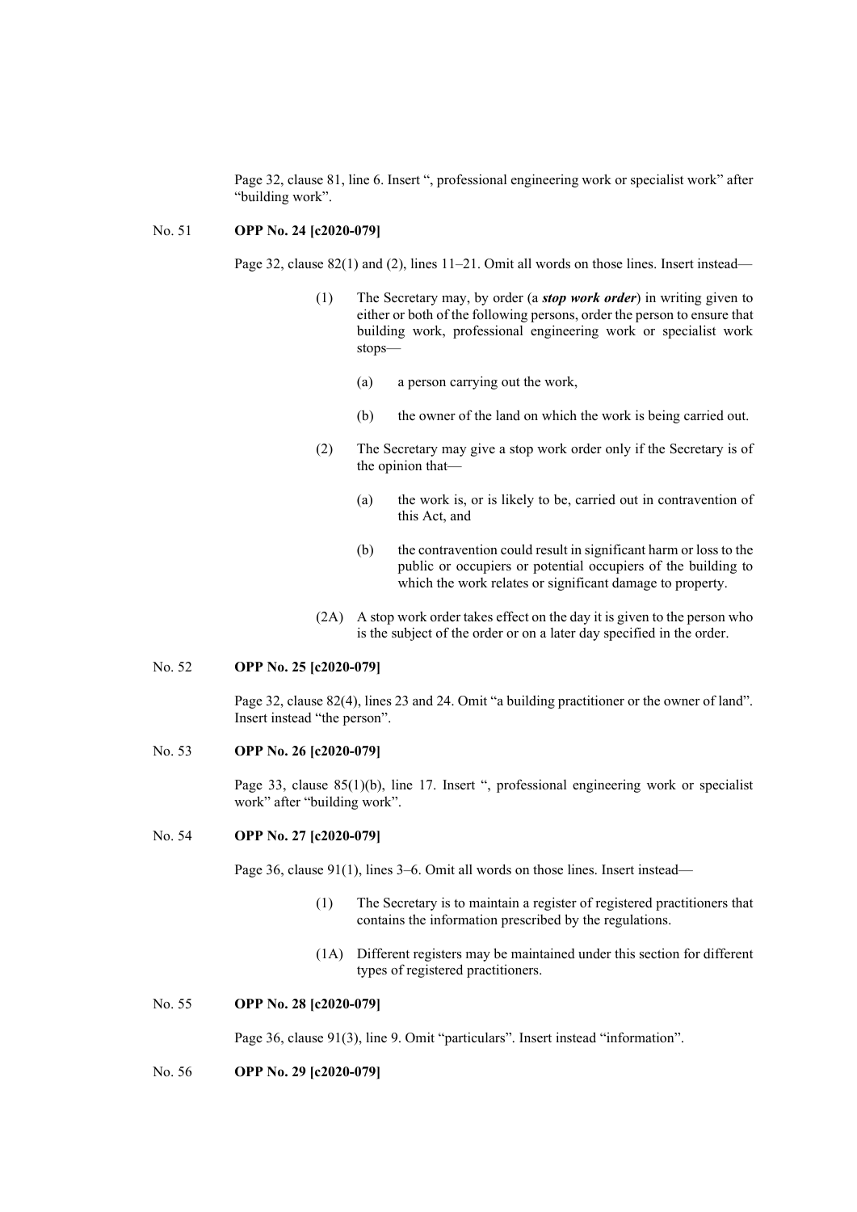Page 32, clause 81, line 6. Insert ", professional engineering work or specialist work" after "building work".

No. 51 **OPP No. 24 [c2020-079]**

Page 32, clause 82(1) and (2), lines 11–21. Omit all words on those lines. Insert instead—

> (1) The Secretary may, by order (a ***stop work order***) in writing given to either or both of the following persons, order the person to ensure that building work, professional engineering work or specialist work stops—
>
> > (a) a person carrying out the work,
> >
> > (b) the owner of the land on which the work is being carried out.
>
> (2) The Secretary may give a stop work order only if the Secretary is of the opinion that—
>
> > (a) the work is, or is likely to be, carried out in contravention of this Act, and
> >
> > (b) the contravention could result in significant harm or loss to the public or occupiers or potential occupiers of the building to which the work relates or significant damage to property.
>
> (2A) A stop work order takes effect on the day it is given to the person who is the subject of the order or on a later day specified in the order.

No. 52 **OPP No. 25 [c2020-079]**

Page 32, clause 82(4), lines 23 and 24. Omit "a building practitioner or the owner of land". Insert instead "the person".

No. 53 **OPP No. 26 [c2020-079]**

Page 33, clause 85(1)(b), line 17. Insert ", professional engineering work or specialist work" after "building work".

No. 54 **OPP No. 27 [c2020-079]**

Page 36, clause 91(1), lines 3–6. Omit all words on those lines. Insert instead—

> (1) The Secretary is to maintain a register of registered practitioners that contains the information prescribed by the regulations.
>
> (1A) Different registers may be maintained under this section for different types of registered practitioners.

No. 55 **OPP No. 28 [c2020-079]**

Page 36, clause 91(3), line 9. Omit "particulars". Insert instead "information".

No. 56 **OPP No. 29 [c2020-079]**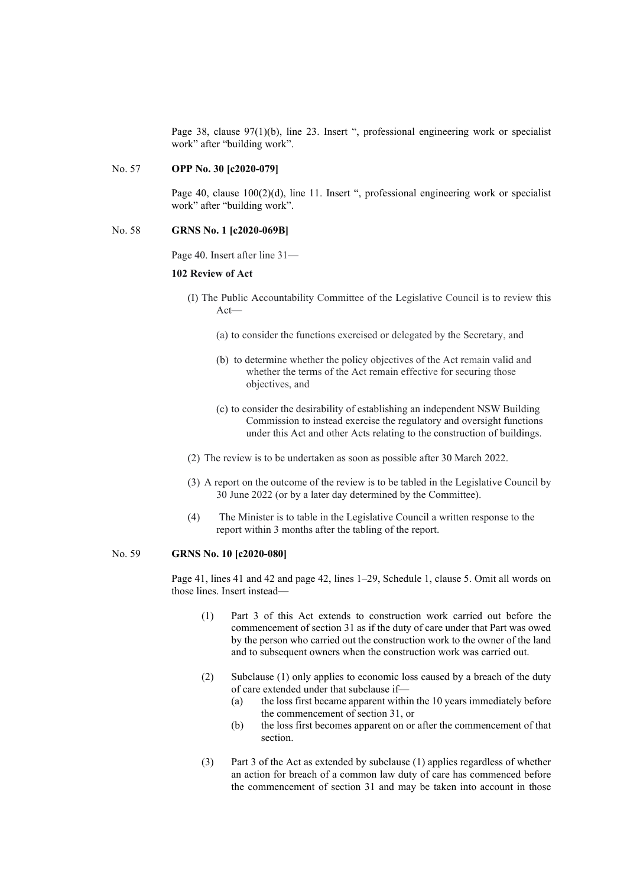Page 38, clause 97(1)(b), line 23. Insert ", professional engineering work or specialist work" after "building work".

No. 57 **OPP No. 30 [c2020-079]**

Page 40, clause 100(2)(d), line 11. Insert ", professional engineering work or specialist work" after "building work".

No. 58 **GRNS No. 1 [c2020-069B]**

Page 40. Insert after line 31—

**102 Review of Act**

(I) The Public Accountability Committee of the Legislative Council is to review this Act—

(a) to consider the functions exercised or delegated by the Secretary, and

(b) to determine whether the policy objectives of the Act remain valid and whether the terms of the Act remain effective for securing those objectives, and

(c) to consider the desirability of establishing an independent NSW Building Commission to instead exercise the regulatory and oversight functions under this Act and other Acts relating to the construction of buildings.

(2) The review is to be undertaken as soon as possible after 30 March 2022.

(3) A report on the outcome of the review is to be tabled in the Legislative Council by 30 June 2022 (or by a later day determined by the Committee).

(4) The Minister is to table in the Legislative Council a written response to the report within 3 months after the tabling of the report.

No. 59 **GRNS No. 10 [c2020-080]**

Page 41, lines 41 and 42 and page 42, lines 1–29, Schedule 1, clause 5. Omit all words on those lines. Insert instead—

(1) Part 3 of this Act extends to construction work carried out before the commencement of section 31 as if the duty of care under that Part was owed by the person who carried out the construction work to the owner of the land and to subsequent owners when the construction work was carried out.

(2) Subclause (1) only applies to economic loss caused by a breach of the duty of care extended under that subclause if—

(a) the loss first became apparent within the 10 years immediately before the commencement of section 31, or

(b) the loss first becomes apparent on or after the commencement of that section.

(3) Part 3 of the Act as extended by subclause (1) applies regardless of whether an action for breach of a common law duty of care has commenced before the commencement of section 31 and may be taken into account in those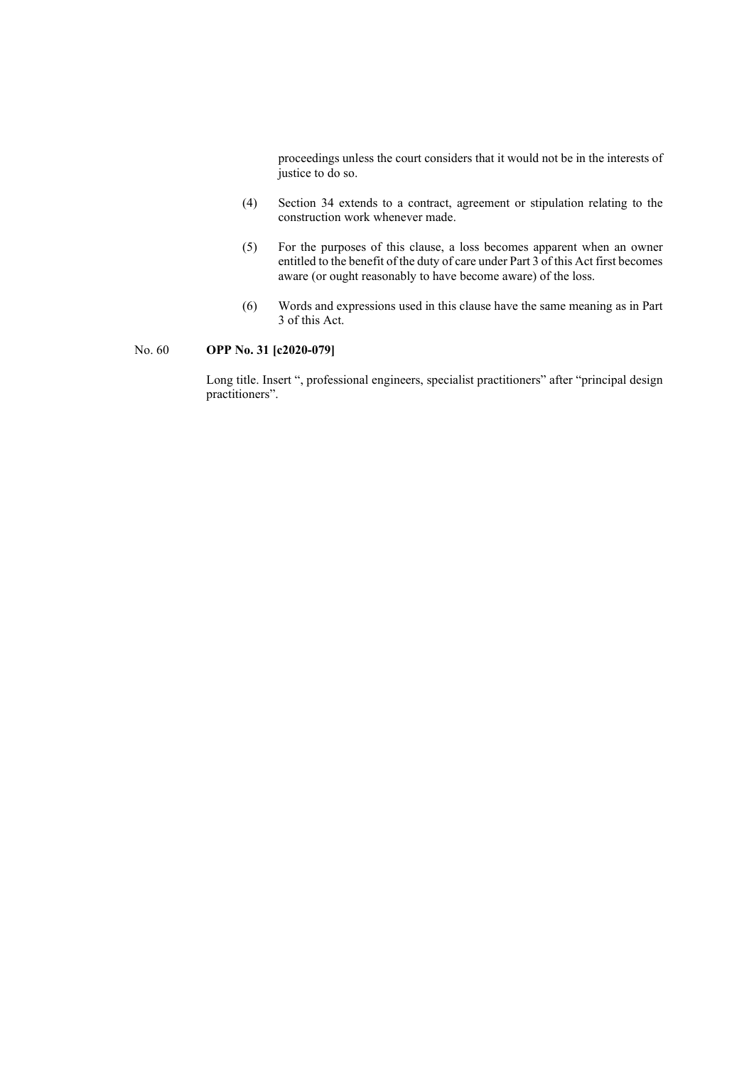proceedings unless the court considers that it would not be in the interests of justice to do so.

(4) Section 34 extends to a contract, agreement or stipulation relating to the construction work whenever made.

(5) For the purposes of this clause, a loss becomes apparent when an owner entitled to the benefit of the duty of care under Part 3 of this Act first becomes aware (or ought reasonably to have become aware) of the loss.

(6) Words and expressions used in this clause have the same meaning as in Part 3 of this Act.

No. 60 **OPP No. 31 [c2020-079]**

Long title. Insert ", professional engineers, specialist practitioners" after "principal design practitioners".